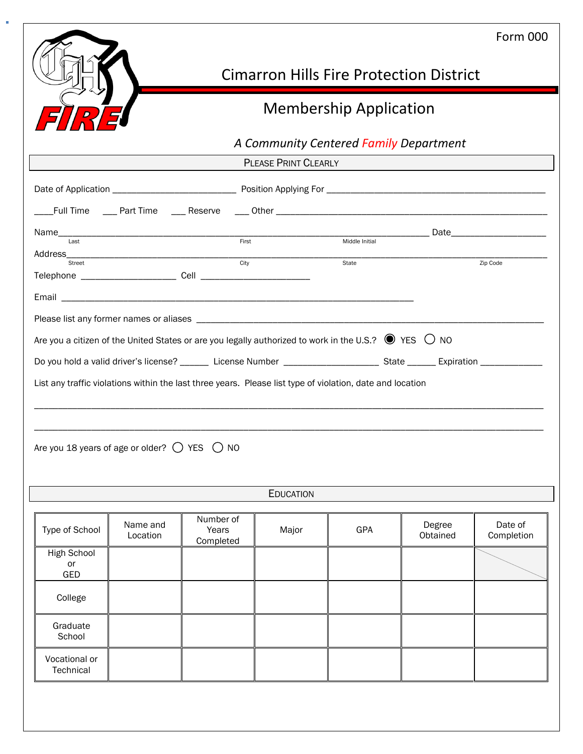Form 000

# Cimarron Hills Fire Protection District

## Membership Application

*A Community Centered Family Department*

**PLEASE PRINT CLEARLY**

Date of Application _________________________ Position Applying For _____________________________________________

____Full Time ___ Part Time ___ Reserve ___ Other ___________________________________________________________

Name___________________________________________________________________________ Date___________________
Last First Middle Initial

Address__________________________________________________________________________________________________
Street City State Zip Code

Telephone ____________________ Cell ______________________

Email ________________________________________________________________________

Please list any former names or aliases ________________________________________________________________________

Are you a citizen of the United States or are you legally authorized to work in the U.S.? ◉ YES ○ NO

Do you hold a valid driver's license? ______ License Number ___________________ State ______ Expiration _____________

List any traffic violations within the last three years. Please list type of violation, date and location

_________________________________________________________________________________________________________

_________________________________________________________________________________________________________

Are you 18 years of age or older? ○ YES ○ NO

**EDUCATION**

| Type of School | Name and Location | Number of Years Completed | Major | GPA | Degree Obtained | Date of Completion |
|---|---|---|---|---|---|---|
| High School or GED | | | | | | |
| College | | | | | | |
| Graduate School | | | | | | |
| Vocational or Technical | | | | | | |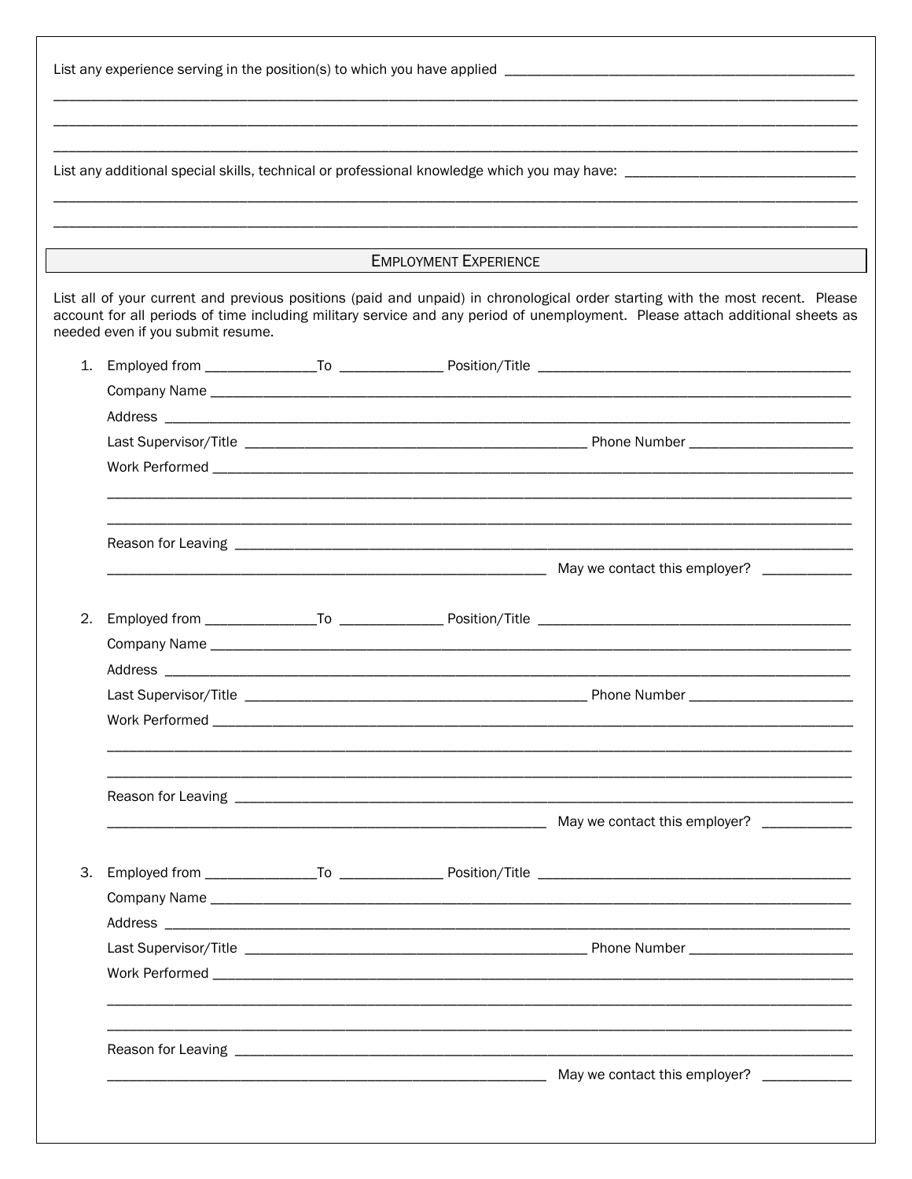List any experience serving in the position(s) to which you have applied ______________________________________________

________________________________________________________________________________________________________

________________________________________________________________________________________________________

________________________________________________________________________________________________________

List any additional special skills, technical or professional knowledge which you may have: ______________________________

________________________________________________________________________________________________________

________________________________________________________________________________________________________

## EMPLOYMENT EXPERIENCE

List all of your current and previous positions (paid and unpaid) in chronological order starting with the most recent. Please account for all periods of time including military service and any period of unemployment. Please attach additional sheets as needed even if you submit resume.

1. Employed from _______________To ______________ Position/Title ___________________________________________

   Company Name ________________________________________________________________________________

   Address _____________________________________________________________________________________

   Last Supervisor/Title _______________________________________________ Phone Number ______________________

   Work Performed _______________________________________________________________________________

   ____________________________________________________________________________________________

   ____________________________________________________________________________________________

   Reason for Leaving _____________________________________________________________________________

   ____________________________________________________________ May we contact this employer? ____________

2. Employed from _______________To ______________ Position/Title ___________________________________________

   Company Name ________________________________________________________________________________

   Address _____________________________________________________________________________________

   Last Supervisor/Title _______________________________________________ Phone Number ______________________

   Work Performed _______________________________________________________________________________

   ____________________________________________________________________________________________

   ____________________________________________________________________________________________

   Reason for Leaving _____________________________________________________________________________

   ____________________________________________________________ May we contact this employer? ____________

3. Employed from _______________To ______________ Position/Title ___________________________________________

   Company Name ________________________________________________________________________________

   Address _____________________________________________________________________________________

   Last Supervisor/Title _______________________________________________ Phone Number ______________________

   Work Performed _______________________________________________________________________________

   ____________________________________________________________________________________________

   ____________________________________________________________________________________________

   Reason for Leaving _____________________________________________________________________________

   ____________________________________________________________ May we contact this employer? ____________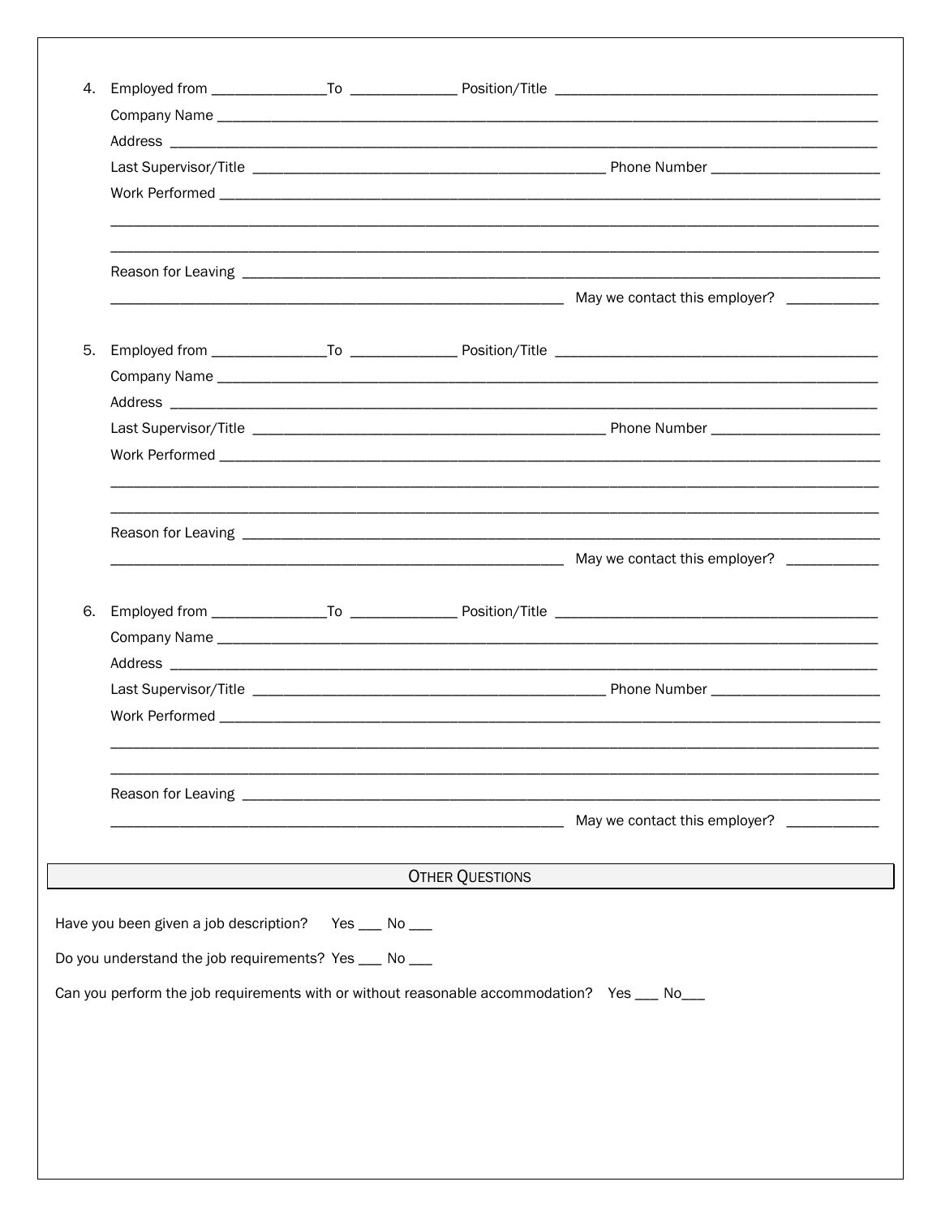4. Employed from ______________To _____________ Position/Title ________________________________________
   Company Name ____________________________________________________________________________________
   Address _________________________________________________________________________________________
   Last Supervisor/Title ____________________________________________ Phone Number _____________________
   Work Performed __________________________________________________________________________________
   _________________________________________________________________________________________________
   _________________________________________________________________________________________________
   Reason for Leaving _______________________________________________________________________________
   ________________________________________________________ May we contact this employer? ___________

5. Employed from ______________To _____________ Position/Title ________________________________________
   Company Name ____________________________________________________________________________________
   Address _________________________________________________________________________________________
   Last Supervisor/Title ____________________________________________ Phone Number _____________________
   Work Performed __________________________________________________________________________________
   _________________________________________________________________________________________________
   _________________________________________________________________________________________________
   Reason for Leaving _______________________________________________________________________________
   ________________________________________________________ May we contact this employer? ___________

6. Employed from ______________To _____________ Position/Title ________________________________________
   Company Name ____________________________________________________________________________________
   Address _________________________________________________________________________________________
   Last Supervisor/Title ____________________________________________ Phone Number _____________________
   Work Performed __________________________________________________________________________________
   _________________________________________________________________________________________________
   _________________________________________________________________________________________________
   Reason for Leaving _______________________________________________________________________________
   ________________________________________________________ May we contact this employer? ___________

## Other Questions

Have you been given a job description? Yes ___ No ___

Do you understand the job requirements? Yes ___ No ___

Can you perform the job requirements with or without reasonable accommodation? Yes ___ No___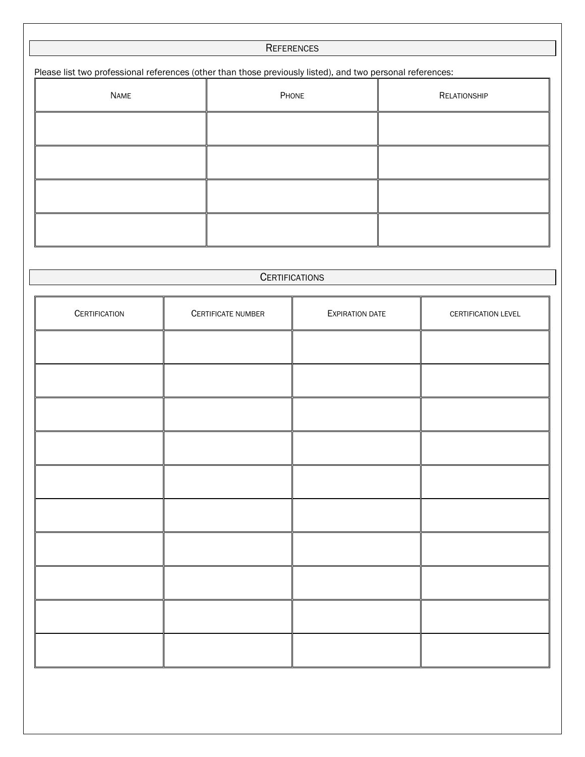## References

Please list two professional references (other than those previously listed), and two personal references:

| Name | Phone | Relationship |
| --- | --- | --- |
| | | |
| | | |
| | | |
| | | |

## Certifications

| Certification | Certificate number | Expiration date | certification level |
| --- | --- | --- | --- |
| | | | |
| | | | |
| | | | |
| | | | |
| | | | |
| | | | |
| | | | |
| | | | |
| | | | |
| | | | |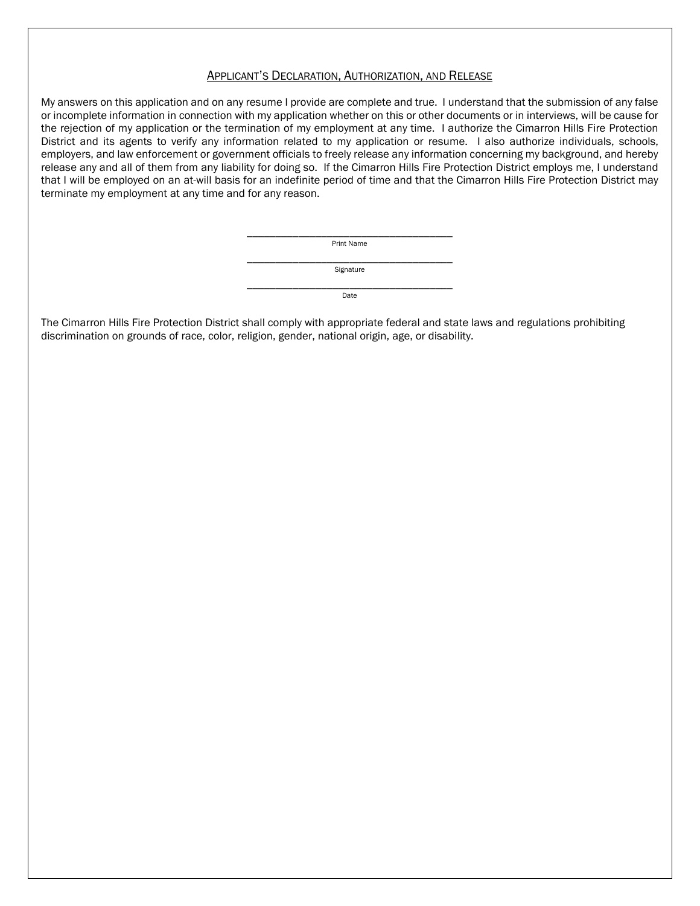## Applicant's Declaration, Authorization, and Release

My answers on this application and on any resume I provide are complete and true. I understand that the submission of any false or incomplete information in connection with my application whether on this or other documents or in interviews, will be cause for the rejection of my application or the termination of my employment at any time. I authorize the Cimarron Hills Fire Protection District and its agents to verify any information related to my application or resume. I also authorize individuals, schools, employers, and law enforcement or government officials to freely release any information concerning my background, and hereby release any and all of them from any liability for doing so. If the Cimarron Hills Fire Protection District employs me, I understand that I will be employed on an at-will basis for an indefinite period of time and that the Cimarron Hills Fire Protection District may terminate my employment at any time and for any reason.

\_\_\_\_\_\_\_\_\_\_\_\_\_\_\_\_\_\_\_\_\_\_\_\_\_\_\_\_\_\_\_\_\_\_\_\_
Print Name

\_\_\_\_\_\_\_\_\_\_\_\_\_\_\_\_\_\_\_\_\_\_\_\_\_\_\_\_\_\_\_\_\_\_\_\_
Signature

\_\_\_\_\_\_\_\_\_\_\_\_\_\_\_\_\_\_\_\_\_\_\_\_\_\_\_\_\_\_\_\_\_\_\_\_
Date

The Cimarron Hills Fire Protection District shall comply with appropriate federal and state laws and regulations prohibiting discrimination on grounds of race, color, religion, gender, national origin, age, or disability.